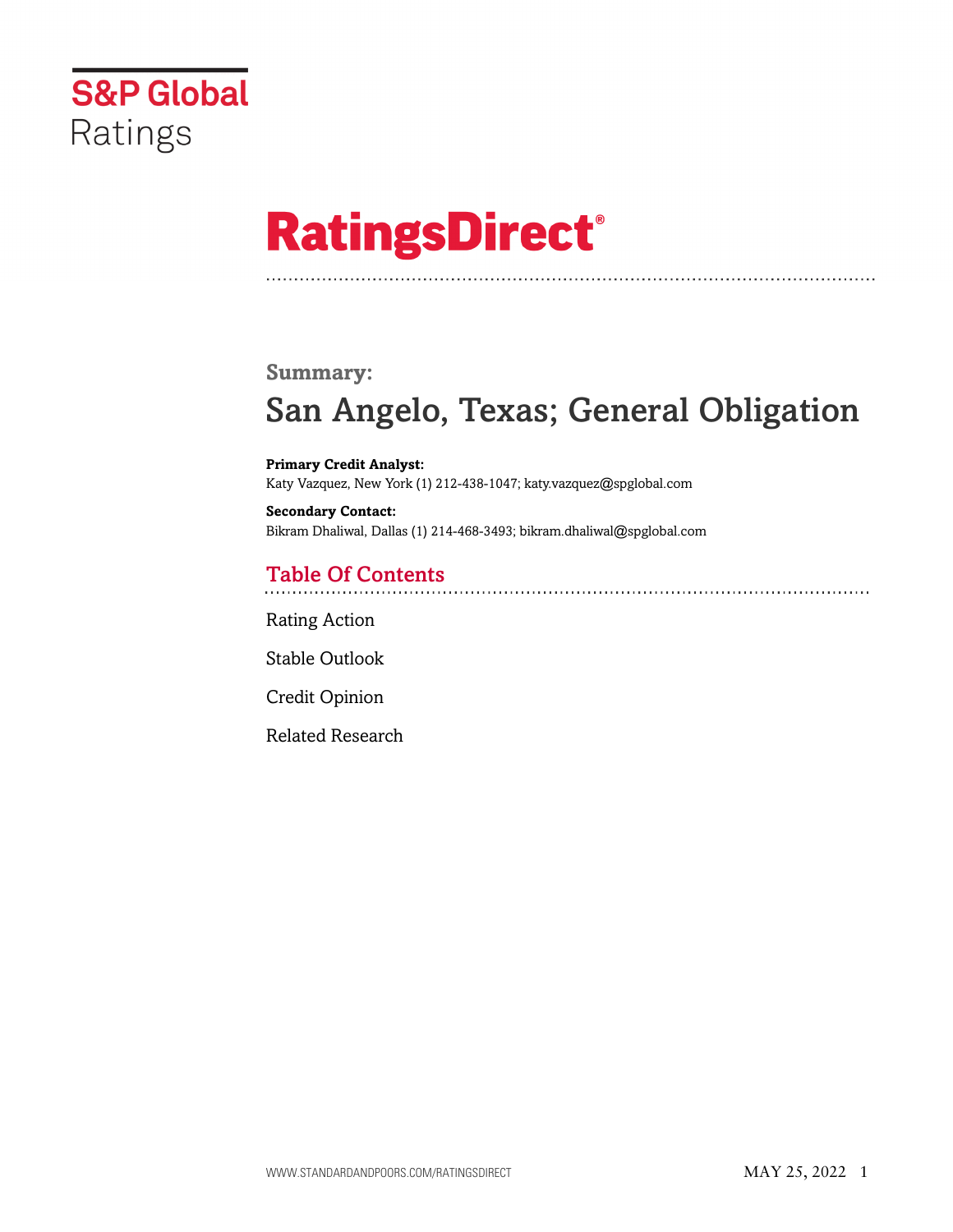S&P Global Ratings

# RatingsDirect®

## Summary:

# San Angelo, Texas; General Obligation

**Primary Credit Analyst:**
Katy Vazquez, New York (1) 212-438-1047; katy.vazquez@spglobal.com

**Secondary Contact:**
Bikram Dhaliwal, Dallas (1) 214-468-3493; bikram.dhaliwal@spglobal.com

## Table Of Contents

Rating Action

Stable Outlook

Credit Opinion

Related Research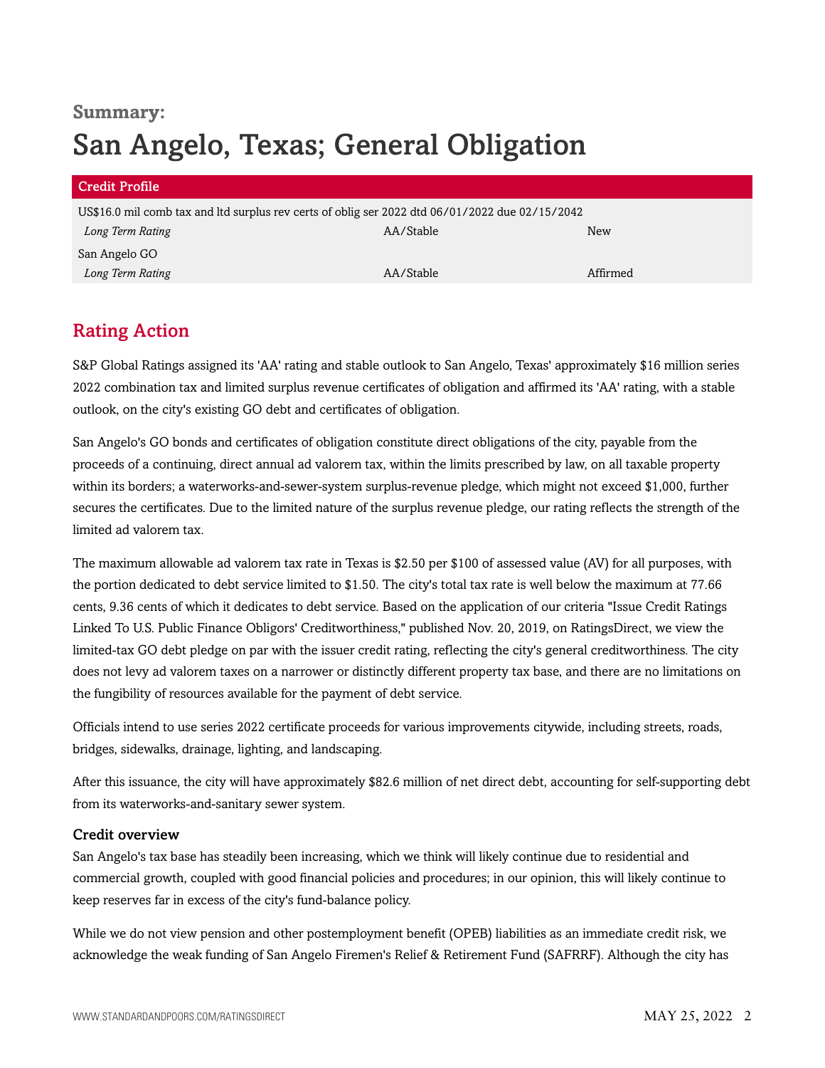**Summary:**

# San Angelo, Texas; General Obligation

| Credit Profile | | |
|---|---|---|
| US$16.0 mil comb tax and ltd surplus rev certs of oblig ser 2022 dtd 06/01/2022 due 02/15/2042 | | |
| *Long Term Rating* | AA/Stable | New |
| San Angelo GO | | |
| *Long Term Rating* | AA/Stable | Affirmed |

## Rating Action

S&P Global Ratings assigned its 'AA' rating and stable outlook to San Angelo, Texas' approximately $16 million series 2022 combination tax and limited surplus revenue certificates of obligation and affirmed its 'AA' rating, with a stable outlook, on the city's existing GO debt and certificates of obligation.

San Angelo's GO bonds and certificates of obligation constitute direct obligations of the city, payable from the proceeds of a continuing, direct annual ad valorem tax, within the limits prescribed by law, on all taxable property within its borders; a waterworks-and-sewer-system surplus-revenue pledge, which might not exceed $1,000, further secures the certificates. Due to the limited nature of the surplus revenue pledge, our rating reflects the strength of the limited ad valorem tax.

The maximum allowable ad valorem tax rate in Texas is $2.50 per $100 of assessed value (AV) for all purposes, with the portion dedicated to debt service limited to $1.50. The city's total tax rate is well below the maximum at 77.66 cents, 9.36 cents of which it dedicates to debt service. Based on the application of our criteria "Issue Credit Ratings Linked To U.S. Public Finance Obligors' Creditworthiness," published Nov. 20, 2019, on RatingsDirect, we view the limited-tax GO debt pledge on par with the issuer credit rating, reflecting the city's general creditworthiness. The city does not levy ad valorem taxes on a narrower or distinctly different property tax base, and there are no limitations on the fungibility of resources available for the payment of debt service.

Officials intend to use series 2022 certificate proceeds for various improvements citywide, including streets, roads, bridges, sidewalks, drainage, lighting, and landscaping.

After this issuance, the city will have approximately $82.6 million of net direct debt, accounting for self-supporting debt from its waterworks-and-sanitary sewer system.

### Credit overview

San Angelo's tax base has steadily been increasing, which we think will likely continue due to residential and commercial growth, coupled with good financial policies and procedures; in our opinion, this will likely continue to keep reserves far in excess of the city's fund-balance policy.

While we do not view pension and other postemployment benefit (OPEB) liabilities as an immediate credit risk, we acknowledge the weak funding of San Angelo Firemen's Relief & Retirement Fund (SAFRRF). Although the city has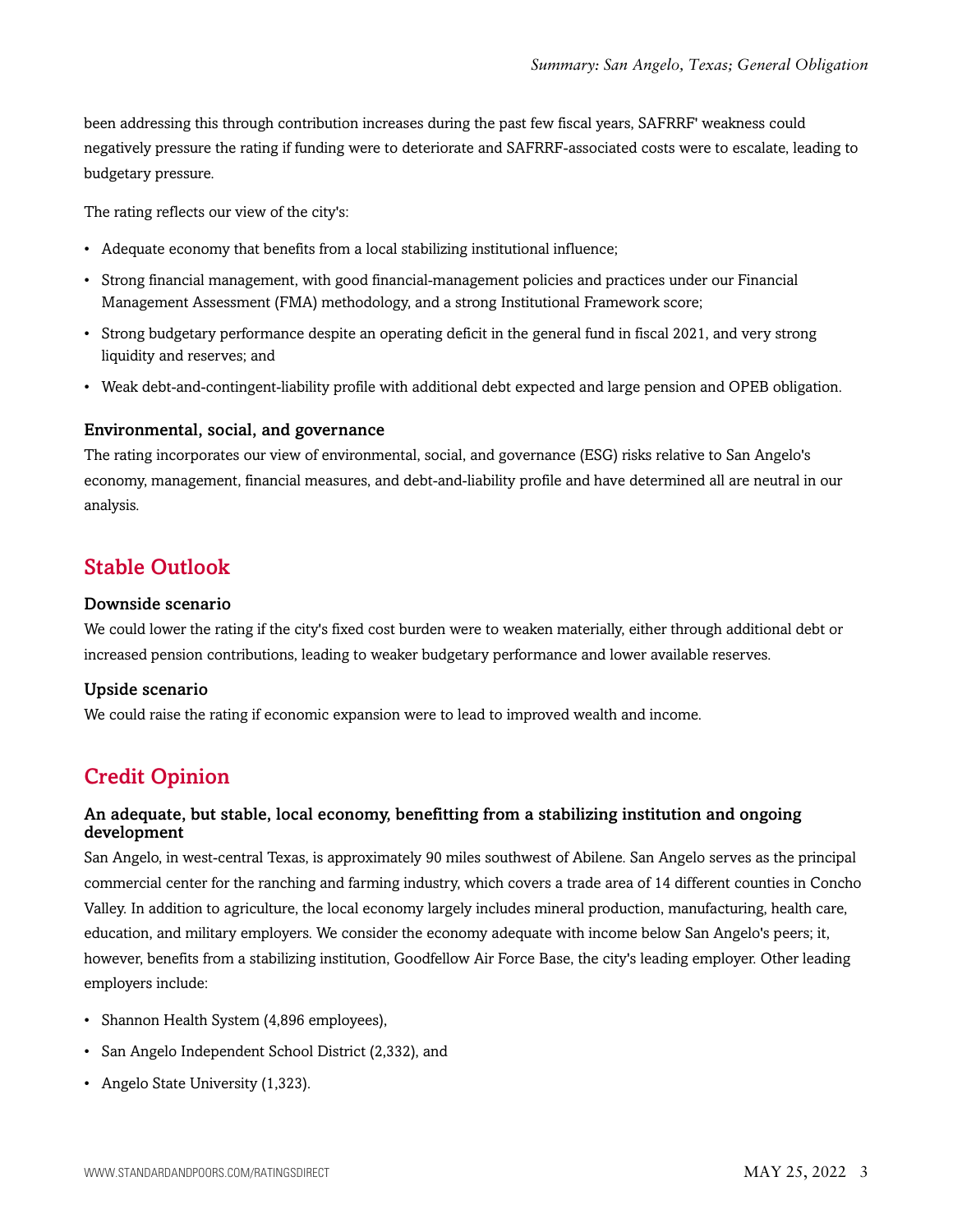been addressing this through contribution increases during the past few fiscal years, SAFRRF' weakness could negatively pressure the rating if funding were to deteriorate and SAFRRF-associated costs were to escalate, leading to budgetary pressure.

The rating reflects our view of the city's:

- Adequate economy that benefits from a local stabilizing institutional influence;
- Strong financial management, with good financial-management policies and practices under our Financial Management Assessment (FMA) methodology, and a strong Institutional Framework score;
- Strong budgetary performance despite an operating deficit in the general fund in fiscal 2021, and very strong liquidity and reserves; and
- Weak debt-and-contingent-liability profile with additional debt expected and large pension and OPEB obligation.

### Environmental, social, and governance

The rating incorporates our view of environmental, social, and governance (ESG) risks relative to San Angelo's economy, management, financial measures, and debt-and-liability profile and have determined all are neutral in our analysis.

## Stable Outlook

### Downside scenario

We could lower the rating if the city's fixed cost burden were to weaken materially, either through additional debt or increased pension contributions, leading to weaker budgetary performance and lower available reserves.

### Upside scenario

We could raise the rating if economic expansion were to lead to improved wealth and income.

## Credit Opinion

### An adequate, but stable, local economy, benefitting from a stabilizing institution and ongoing development

San Angelo, in west-central Texas, is approximately 90 miles southwest of Abilene. San Angelo serves as the principal commercial center for the ranching and farming industry, which covers a trade area of 14 different counties in Concho Valley. In addition to agriculture, the local economy largely includes mineral production, manufacturing, health care, education, and military employers. We consider the economy adequate with income below San Angelo's peers; it, however, benefits from a stabilizing institution, Goodfellow Air Force Base, the city's leading employer. Other leading employers include:

- Shannon Health System (4,896 employees),
- San Angelo Independent School District (2,332), and
- Angelo State University (1,323).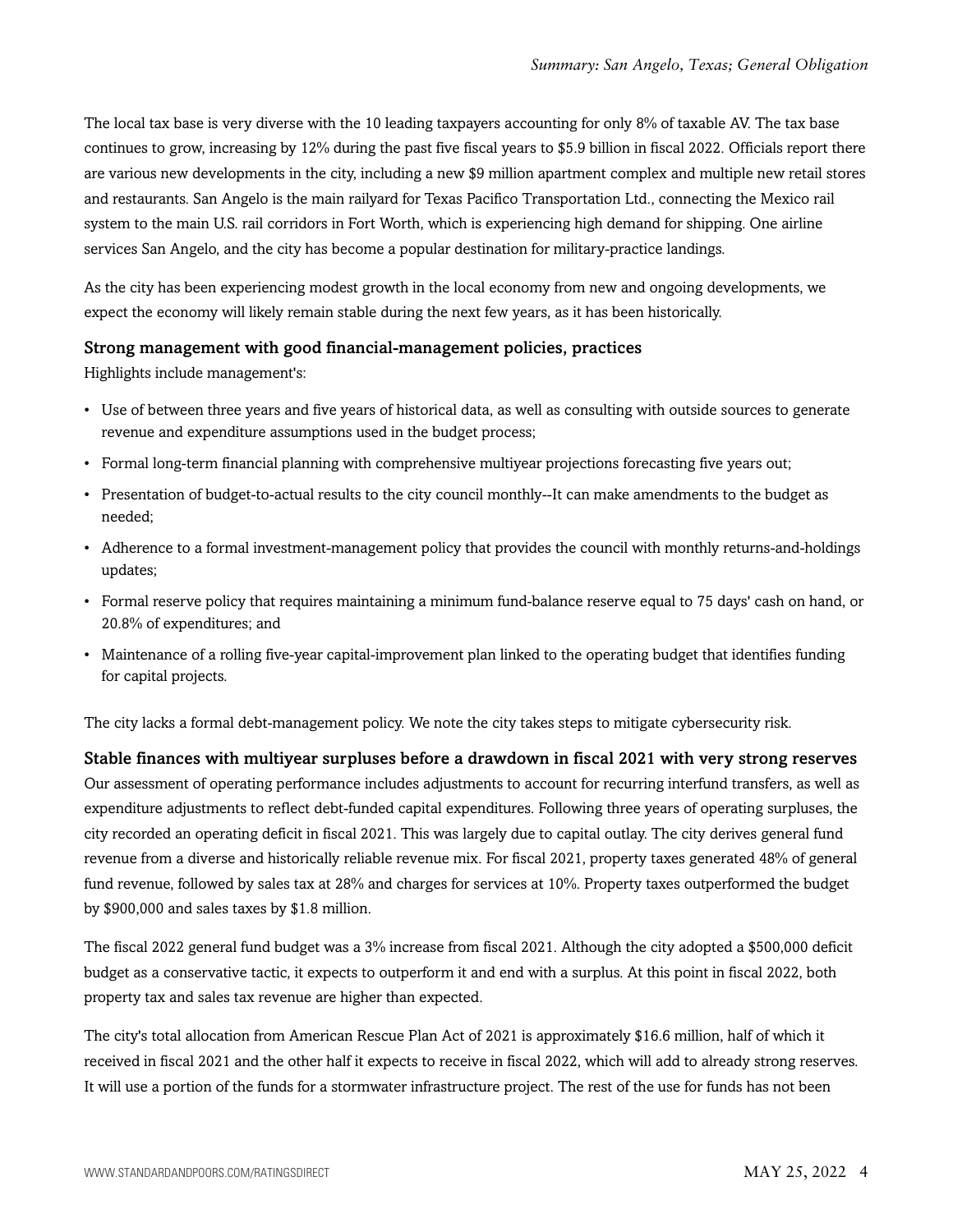The local tax base is very diverse with the 10 leading taxpayers accounting for only 8% of taxable AV. The tax base continues to grow, increasing by 12% during the past five fiscal years to $5.9 billion in fiscal 2022. Officials report there are various new developments in the city, including a new $9 million apartment complex and multiple new retail stores and restaurants. San Angelo is the main railyard for Texas Pacifico Transportation Ltd., connecting the Mexico rail system to the main U.S. rail corridors in Fort Worth, which is experiencing high demand for shipping. One airline services San Angelo, and the city has become a popular destination for military-practice landings.

As the city has been experiencing modest growth in the local economy from new and ongoing developments, we expect the economy will likely remain stable during the next few years, as it has been historically.

### Strong management with good financial-management policies, practices

Highlights include management's:

- Use of between three years and five years of historical data, as well as consulting with outside sources to generate revenue and expenditure assumptions used in the budget process;
- Formal long-term financial planning with comprehensive multiyear projections forecasting five years out;
- Presentation of budget-to-actual results to the city council monthly--It can make amendments to the budget as needed;
- Adherence to a formal investment-management policy that provides the council with monthly returns-and-holdings updates;
- Formal reserve policy that requires maintaining a minimum fund-balance reserve equal to 75 days' cash on hand, or 20.8% of expenditures; and
- Maintenance of a rolling five-year capital-improvement plan linked to the operating budget that identifies funding for capital projects.

The city lacks a formal debt-management policy. We note the city takes steps to mitigate cybersecurity risk.

### Stable finances with multiyear surpluses before a drawdown in fiscal 2021 with very strong reserves

Our assessment of operating performance includes adjustments to account for recurring interfund transfers, as well as expenditure adjustments to reflect debt-funded capital expenditures. Following three years of operating surpluses, the city recorded an operating deficit in fiscal 2021. This was largely due to capital outlay. The city derives general fund revenue from a diverse and historically reliable revenue mix. For fiscal 2021, property taxes generated 48% of general fund revenue, followed by sales tax at 28% and charges for services at 10%. Property taxes outperformed the budget by $900,000 and sales taxes by $1.8 million.

The fiscal 2022 general fund budget was a 3% increase from fiscal 2021. Although the city adopted a $500,000 deficit budget as a conservative tactic, it expects to outperform it and end with a surplus. At this point in fiscal 2022, both property tax and sales tax revenue are higher than expected.

The city's total allocation from American Rescue Plan Act of 2021 is approximately $16.6 million, half of which it received in fiscal 2021 and the other half it expects to receive in fiscal 2022, which will add to already strong reserves. It will use a portion of the funds for a stormwater infrastructure project. The rest of the use for funds has not been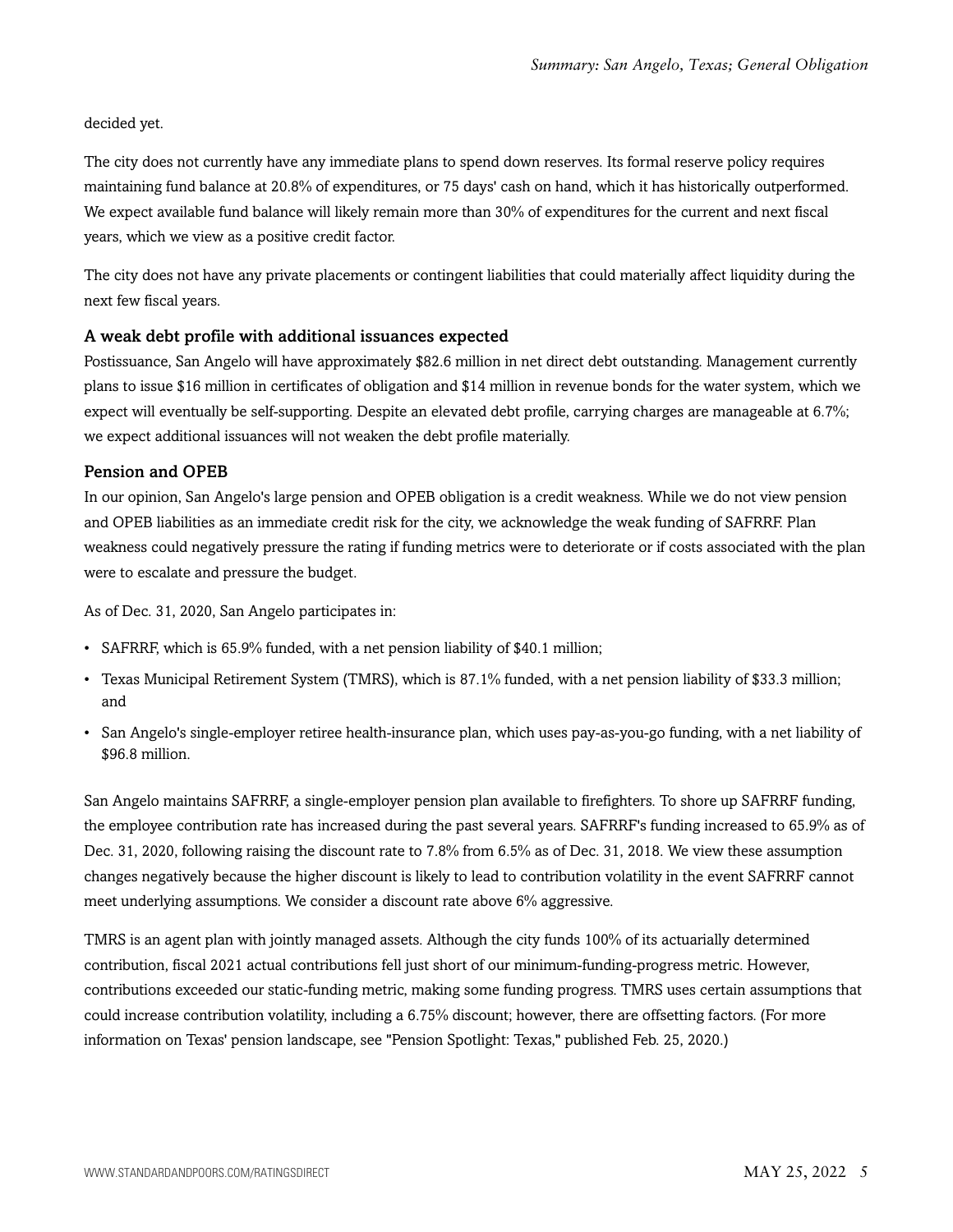decided yet.

The city does not currently have any immediate plans to spend down reserves. Its formal reserve policy requires maintaining fund balance at 20.8% of expenditures, or 75 days' cash on hand, which it has historically outperformed. We expect available fund balance will likely remain more than 30% of expenditures for the current and next fiscal years, which we view as a positive credit factor.

The city does not have any private placements or contingent liabilities that could materially affect liquidity during the next few fiscal years.

### A weak debt profile with additional issuances expected

Postissuance, San Angelo will have approximately $82.6 million in net direct debt outstanding. Management currently plans to issue $16 million in certificates of obligation and $14 million in revenue bonds for the water system, which we expect will eventually be self-supporting. Despite an elevated debt profile, carrying charges are manageable at 6.7%; we expect additional issuances will not weaken the debt profile materially.

### Pension and OPEB

In our opinion, San Angelo's large pension and OPEB obligation is a credit weakness. While we do not view pension and OPEB liabilities as an immediate credit risk for the city, we acknowledge the weak funding of SAFRRF. Plan weakness could negatively pressure the rating if funding metrics were to deteriorate or if costs associated with the plan were to escalate and pressure the budget.

As of Dec. 31, 2020, San Angelo participates in:

- SAFRRF, which is 65.9% funded, with a net pension liability of $40.1 million;
- Texas Municipal Retirement System (TMRS), which is 87.1% funded, with a net pension liability of $33.3 million; and
- San Angelo's single-employer retiree health-insurance plan, which uses pay-as-you-go funding, with a net liability of $96.8 million.

San Angelo maintains SAFRRF, a single-employer pension plan available to firefighters. To shore up SAFRRF funding, the employee contribution rate has increased during the past several years. SAFRRF's funding increased to 65.9% as of Dec. 31, 2020, following raising the discount rate to 7.8% from 6.5% as of Dec. 31, 2018. We view these assumption changes negatively because the higher discount is likely to lead to contribution volatility in the event SAFRRF cannot meet underlying assumptions. We consider a discount rate above 6% aggressive.

TMRS is an agent plan with jointly managed assets. Although the city funds 100% of its actuarially determined contribution, fiscal 2021 actual contributions fell just short of our minimum-funding-progress metric. However, contributions exceeded our static-funding metric, making some funding progress. TMRS uses certain assumptions that could increase contribution volatility, including a 6.75% discount; however, there are offsetting factors. (For more information on Texas' pension landscape, see "Pension Spotlight: Texas," published Feb. 25, 2020.)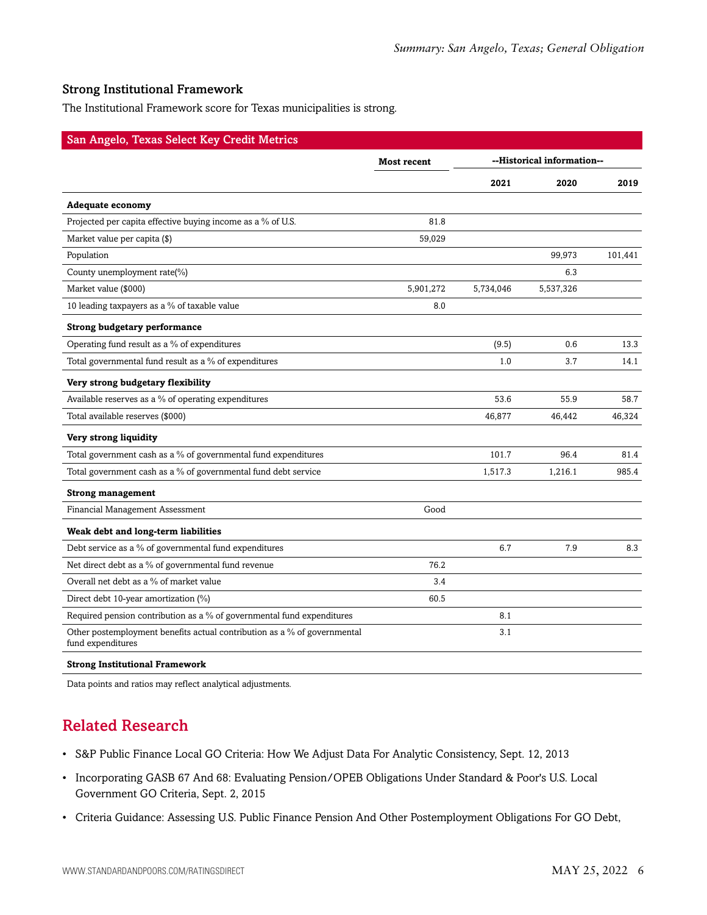### Strong Institutional Framework

The Institutional Framework score for Texas municipalities is strong.

| San Angelo, Texas Select Key Credit Metrics | | | | |
|---|---|---|---|---|
| | Most recent | --Historical information-- | | |
| | | 2021 | 2020 | 2019 |
| **Adequate economy** | | | | |
| Projected per capita effective buying income as a % of U.S. | 81.8 | | | |
| Market value per capita ($) | 59,029 | | | |
| Population | | | 99,973 | 101,441 |
| County unemployment rate(%) | | | 6.3 | |
| Market value ($000) | 5,901,272 | 5,734,046 | 5,537,326 | |
| 10 leading taxpayers as a % of taxable value | 8.0 | | | |
| **Strong budgetary performance** | | | | |
| Operating fund result as a % of expenditures | | (9.5) | 0.6 | 13.3 |
| Total governmental fund result as a % of expenditures | | 1.0 | 3.7 | 14.1 |
| **Very strong budgetary flexibility** | | | | |
| Available reserves as a % of operating expenditures | | 53.6 | 55.9 | 58.7 |
| Total available reserves ($000) | | 46,877 | 46,442 | 46,324 |
| **Very strong liquidity** | | | | |
| Total government cash as a % of governmental fund expenditures | | 101.7 | 96.4 | 81.4 |
| Total government cash as a % of governmental fund debt service | | 1,517.3 | 1,216.1 | 985.4 |
| **Strong management** | | | | |
| Financial Management Assessment | Good | | | |
| **Weak debt and long-term liabilities** | | | | |
| Debt service as a % of governmental fund expenditures | | 6.7 | 7.9 | 8.3 |
| Net direct debt as a % of governmental fund revenue | 76.2 | | | |
| Overall net debt as a % of market value | 3.4 | | | |
| Direct debt 10-year amortization (%) | 60.5 | | | |
| Required pension contribution as a % of governmental fund expenditures | | 8.1 | | |
| Other postemployment benefits actual contribution as a % of governmental fund expenditures | | 3.1 | | |
| **Strong Institutional Framework** | | | | |

Data points and ratios may reflect analytical adjustments.

## Related Research

- S&P Public Finance Local GO Criteria: How We Adjust Data For Analytic Consistency, Sept. 12, 2013
- Incorporating GASB 67 And 68: Evaluating Pension/OPEB Obligations Under Standard & Poor's U.S. Local Government GO Criteria, Sept. 2, 2015
- Criteria Guidance: Assessing U.S. Public Finance Pension And Other Postemployment Obligations For GO Debt,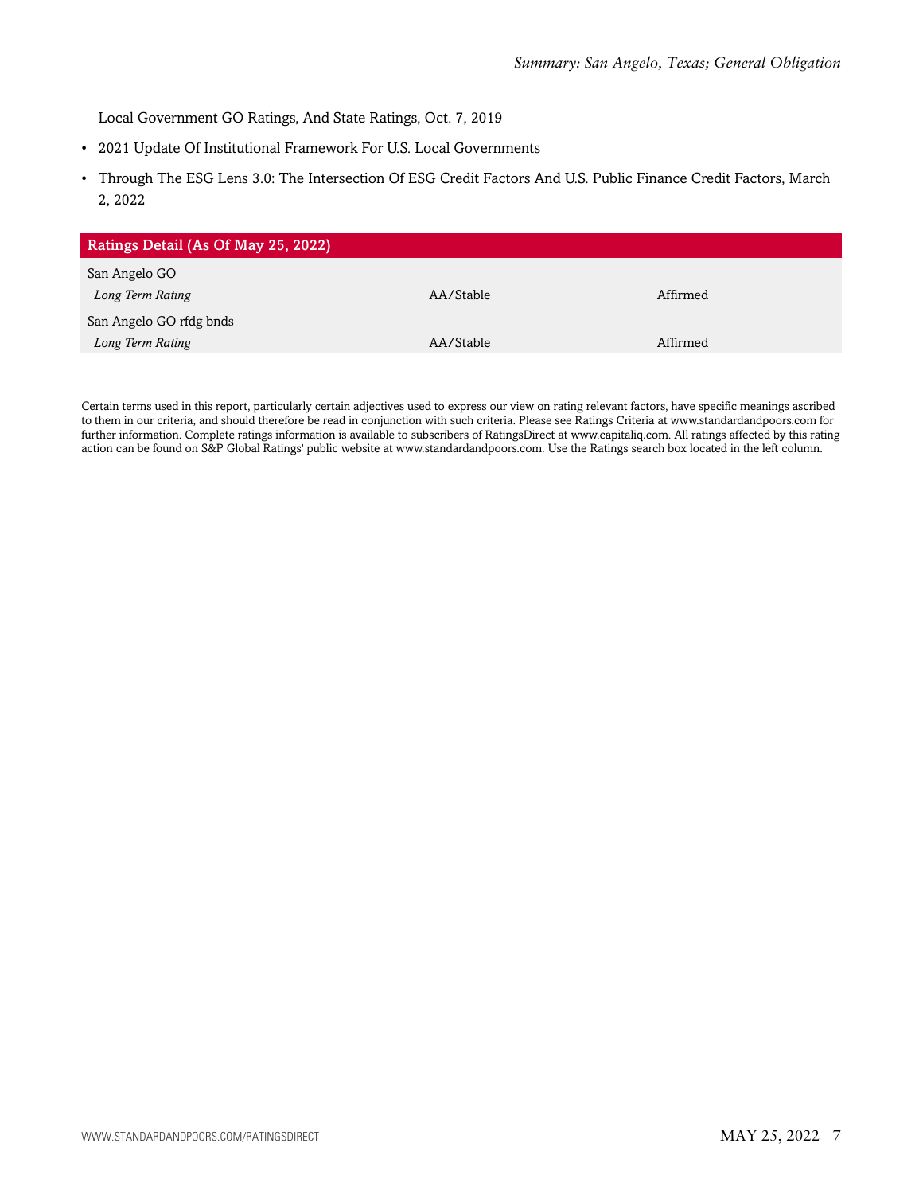Local Government GO Ratings, And State Ratings, Oct. 7, 2019

- 2021 Update Of Institutional Framework For U.S. Local Governments
- Through The ESG Lens 3.0: The Intersection Of ESG Credit Factors And U.S. Public Finance Credit Factors, March 2, 2022

| Ratings Detail (As Of May 25, 2022) | | |
|---|---|---|
| San Angelo GO | | |
| *Long Term Rating* | AA/Stable | Affirmed |
| San Angelo GO rfdg bnds | | |
| *Long Term Rating* | AA/Stable | Affirmed |

Certain terms used in this report, particularly certain adjectives used to express our view on rating relevant factors, have specific meanings ascribed to them in our criteria, and should therefore be read in conjunction with such criteria. Please see Ratings Criteria at www.standardandpoors.com for further information. Complete ratings information is available to subscribers of RatingsDirect at www.capitaliq.com. All ratings affected by this rating action can be found on S&P Global Ratings' public website at www.standardandpoors.com. Use the Ratings search box located in the left column.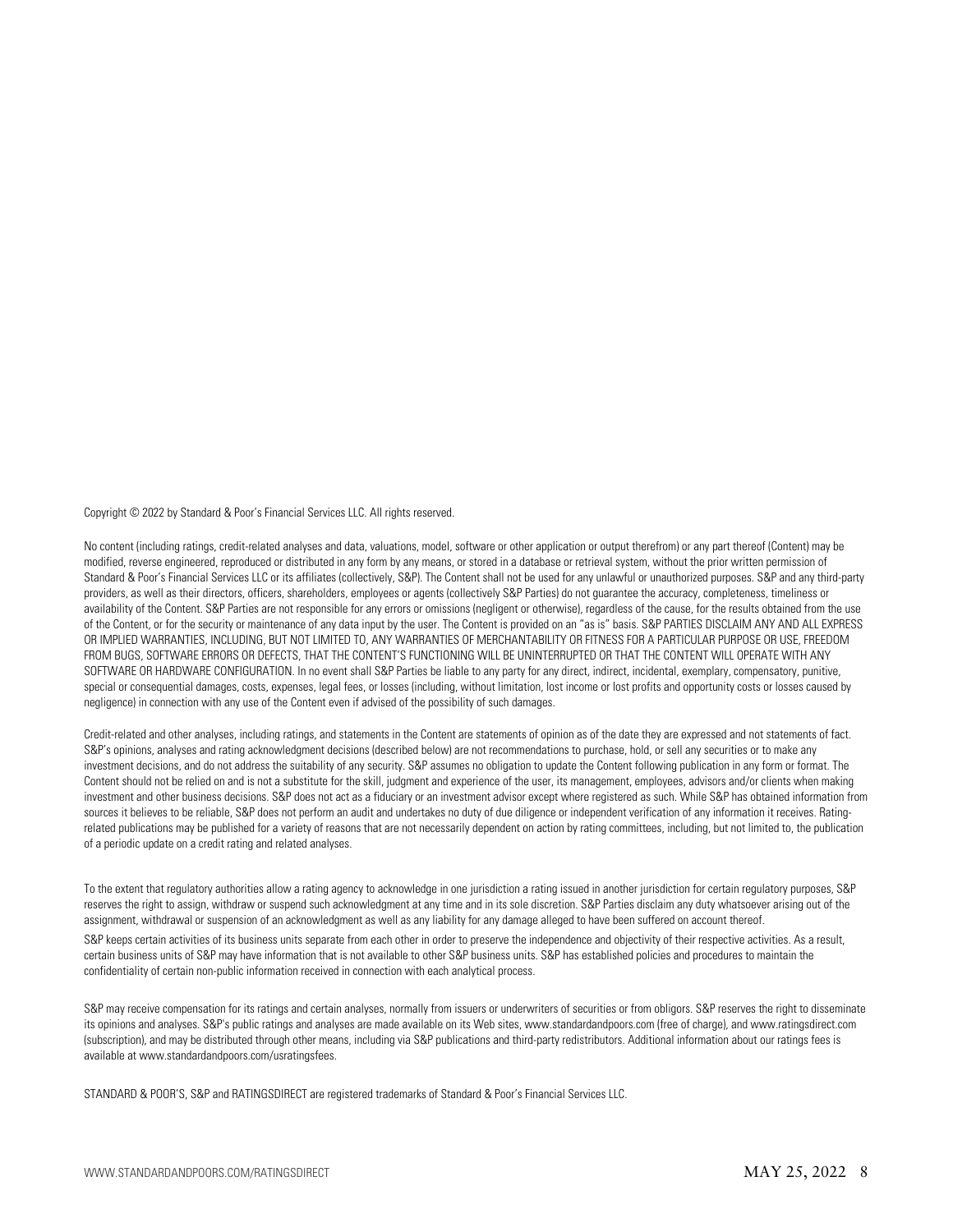Copyright © 2022 by Standard & Poor's Financial Services LLC. All rights reserved.

No content (including ratings, credit-related analyses and data, valuations, model, software or other application or output therefrom) or any part thereof (Content) may be modified, reverse engineered, reproduced or distributed in any form by any means, or stored in a database or retrieval system, without the prior written permission of Standard & Poor's Financial Services LLC or its affiliates (collectively, S&P). The Content shall not be used for any unlawful or unauthorized purposes. S&P and any third-party providers, as well as their directors, officers, shareholders, employees or agents (collectively S&P Parties) do not guarantee the accuracy, completeness, timeliness or availability of the Content. S&P Parties are not responsible for any errors or omissions (negligent or otherwise), regardless of the cause, for the results obtained from the use of the Content, or for the security or maintenance of any data input by the user. The Content is provided on an "as is" basis. S&P PARTIES DISCLAIM ANY AND ALL EXPRESS OR IMPLIED WARRANTIES, INCLUDING, BUT NOT LIMITED TO, ANY WARRANTIES OF MERCHANTABILITY OR FITNESS FOR A PARTICULAR PURPOSE OR USE, FREEDOM FROM BUGS, SOFTWARE ERRORS OR DEFECTS, THAT THE CONTENT'S FUNCTIONING WILL BE UNINTERRUPTED OR THAT THE CONTENT WILL OPERATE WITH ANY SOFTWARE OR HARDWARE CONFIGURATION. In no event shall S&P Parties be liable to any party for any direct, indirect, incidental, exemplary, compensatory, punitive, special or consequential damages, costs, expenses, legal fees, or losses (including, without limitation, lost income or lost profits and opportunity costs or losses caused by negligence) in connection with any use of the Content even if advised of the possibility of such damages.

Credit-related and other analyses, including ratings, and statements in the Content are statements of opinion as of the date they are expressed and not statements of fact. S&P's opinions, analyses and rating acknowledgment decisions (described below) are not recommendations to purchase, hold, or sell any securities or to make any investment decisions, and do not address the suitability of any security. S&P assumes no obligation to update the Content following publication in any form or format. The Content should not be relied on and is not a substitute for the skill, judgment and experience of the user, its management, employees, advisors and/or clients when making investment and other business decisions. S&P does not act as a fiduciary or an investment advisor except where registered as such. While S&P has obtained information from sources it believes to be reliable, S&P does not perform an audit and undertakes no duty of due diligence or independent verification of any information it receives. Rating-related publications may be published for a variety of reasons that are not necessarily dependent on action by rating committees, including, but not limited to, the publication of a periodic update on a credit rating and related analyses.

To the extent that regulatory authorities allow a rating agency to acknowledge in one jurisdiction a rating issued in another jurisdiction for certain regulatory purposes, S&P reserves the right to assign, withdraw or suspend such acknowledgment at any time and in its sole discretion. S&P Parties disclaim any duty whatsoever arising out of the assignment, withdrawal or suspension of an acknowledgment as well as any liability for any damage alleged to have been suffered on account thereof.

S&P keeps certain activities of its business units separate from each other in order to preserve the independence and objectivity of their respective activities. As a result, certain business units of S&P may have information that is not available to other S&P business units. S&P has established policies and procedures to maintain the confidentiality of certain non-public information received in connection with each analytical process.

S&P may receive compensation for its ratings and certain analyses, normally from issuers or underwriters of securities or from obligors. S&P reserves the right to disseminate its opinions and analyses. S&P's public ratings and analyses are made available on its Web sites, www.standardandpoors.com (free of charge), and www.ratingsdirect.com (subscription), and may be distributed through other means, including via S&P publications and third-party redistributors. Additional information about our ratings fees is available at www.standardandpoors.com/usratingsfees.

STANDARD & POOR'S, S&P and RATINGSDIRECT are registered trademarks of Standard & Poor's Financial Services LLC.